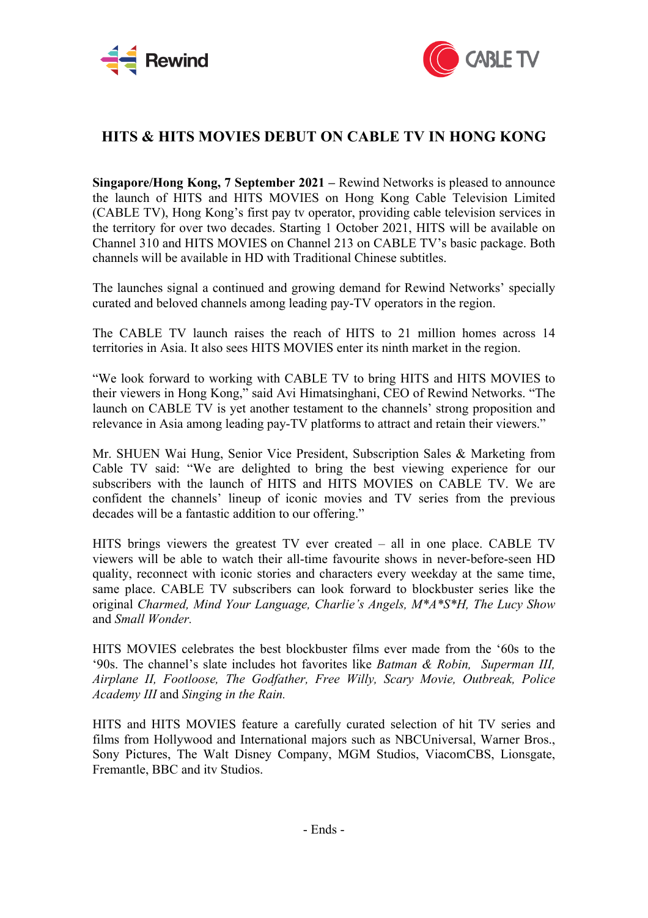# HITS & HITS MOVIES DEBUT ON CABLE TV IN HONG KONG

**Singapore/Hong Kong, 7 September 2021 –** Rewind Networks is pleased to announce the launch of HITS and HITS MOVIES on Hong Kong Cable Television Limited (CABLE TV), Hong Kong's first pay tv operator, providing cable television services in the territory for over two decades. Starting 1 October 2021, HITS will be available on Channel 310 and HITS MOVIES on Channel 213 on CABLE TV's basic package. Both channels will be available in HD with Traditional Chinese subtitles.

The launches signal a continued and growing demand for Rewind Networks' specially curated and beloved channels among leading pay-TV operators in the region.

The CABLE TV launch raises the reach of HITS to 21 million homes across 14 territories in Asia. It also sees HITS MOVIES enter its ninth market in the region.

"We look forward to working with CABLE TV to bring HITS and HITS MOVIES to their viewers in Hong Kong," said Avi Himatsinghani, CEO of Rewind Networks. "The launch on CABLE TV is yet another testament to the channels' strong proposition and relevance in Asia among leading pay-TV platforms to attract and retain their viewers."

Mr. SHUEN Wai Hung, Senior Vice President, Subscription Sales & Marketing from Cable TV said: "We are delighted to bring the best viewing experience for our subscribers with the launch of HITS and HITS MOVIES on CABLE TV. We are confident the channels' lineup of iconic movies and TV series from the previous decades will be a fantastic addition to our offering."

HITS brings viewers the greatest TV ever created – all in one place. CABLE TV viewers will be able to watch their all-time favourite shows in never-before-seen HD quality, reconnect with iconic stories and characters every weekday at the same time, same place. CABLE TV subscribers can look forward to blockbuster series like the original *Charmed, Mind Your Language, Charlie's Angels, M*A*S*H, The Lucy Show* and *Small Wonder.*

HITS MOVIES celebrates the best blockbuster films ever made from the '60s to the '90s. The channel's slate includes hot favorites like *Batman & Robin, Superman III, Airplane II, Footloose, The Godfather, Free Willy, Scary Movie, Outbreak, Police Academy III* and *Singing in the Rain.*

HITS and HITS MOVIES feature a carefully curated selection of hit TV series and films from Hollywood and International majors such as NBCUniversal, Warner Bros., Sony Pictures, The Walt Disney Company, MGM Studios, ViacomCBS, Lionsgate, Fremantle, BBC and itv Studios.

- Ends -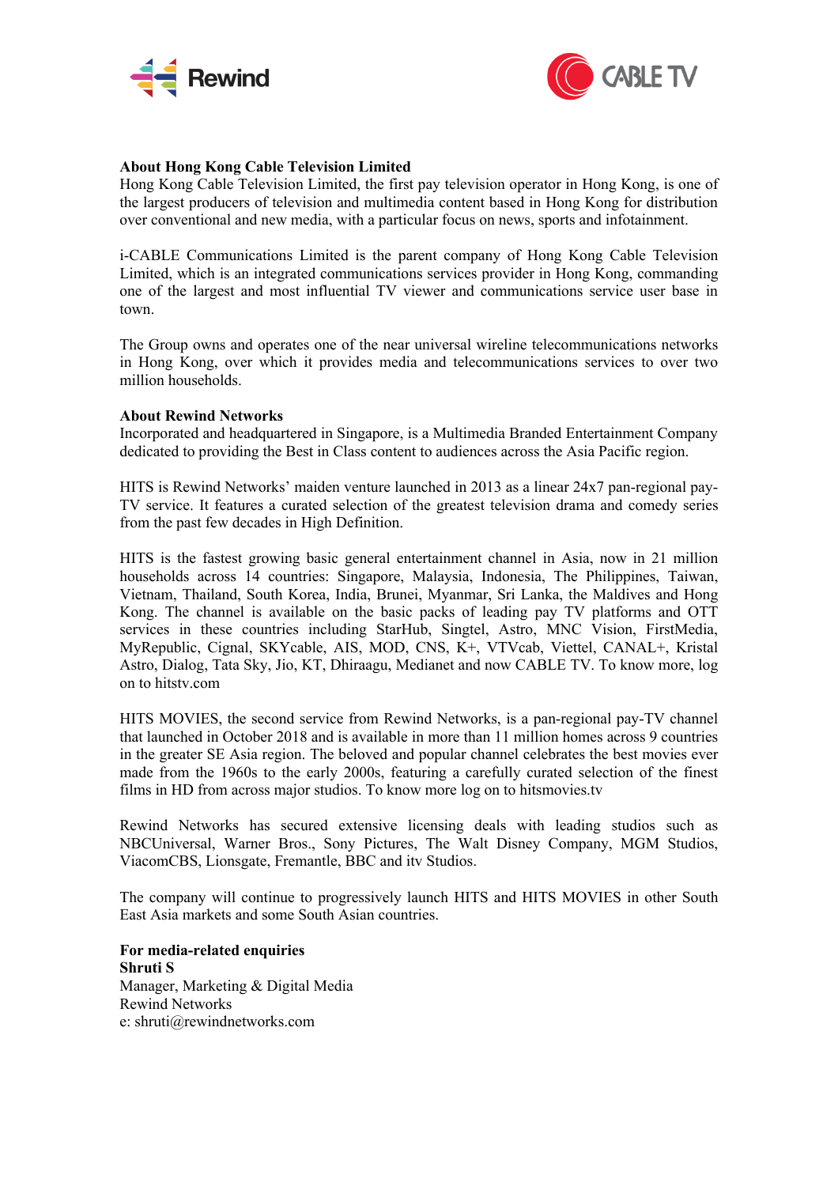**About Hong Kong Cable Television Limited**

Hong Kong Cable Television Limited, the first pay television operator in Hong Kong, is one of the largest producers of television and multimedia content based in Hong Kong for distribution over conventional and new media, with a particular focus on news, sports and infotainment.

i-CABLE Communications Limited is the parent company of Hong Kong Cable Television Limited, which is an integrated communications services provider in Hong Kong, commanding one of the largest and most influential TV viewer and communications service user base in town.

The Group owns and operates one of the near universal wireline telecommunications networks in Hong Kong, over which it provides media and telecommunications services to over two million households.

**About Rewind Networks**

Incorporated and headquartered in Singapore, is a Multimedia Branded Entertainment Company dedicated to providing the Best in Class content to audiences across the Asia Pacific region.

HITS is Rewind Networks' maiden venture launched in 2013 as a linear 24x7 pan-regional pay-TV service. It features a curated selection of the greatest television drama and comedy series from the past few decades in High Definition.

HITS is the fastest growing basic general entertainment channel in Asia, now in 21 million households across 14 countries: Singapore, Malaysia, Indonesia, The Philippines, Taiwan, Vietnam, Thailand, South Korea, India, Brunei, Myanmar, Sri Lanka, the Maldives and Hong Kong. The channel is available on the basic packs of leading pay TV platforms and OTT services in these countries including StarHub, Singtel, Astro, MNC Vision, FirstMedia, MyRepublic, Cignal, SKYcable, AIS, MOD, CNS, K+, VTVcab, Viettel, CANAL+, Kristal Astro, Dialog, Tata Sky, Jio, KT, Dhiraagu, Medianet and now CABLE TV. To know more, log on to hitstv.com

HITS MOVIES, the second service from Rewind Networks, is a pan-regional pay-TV channel that launched in October 2018 and is available in more than 11 million homes across 9 countries in the greater SE Asia region. The beloved and popular channel celebrates the best movies ever made from the 1960s to the early 2000s, featuring a carefully curated selection of the finest films in HD from across major studios. To know more log on to hitsmovies.tv

Rewind Networks has secured extensive licensing deals with leading studios such as NBCUniversal, Warner Bros., Sony Pictures, The Walt Disney Company, MGM Studios, ViacomCBS, Lionsgate, Fremantle, BBC and itv Studios.

The company will continue to progressively launch HITS and HITS MOVIES in other South East Asia markets and some South Asian countries.

**For media-related enquiries**
**Shruti S**
Manager, Marketing & Digital Media
Rewind Networks
e: shruti@rewindnetworks.com